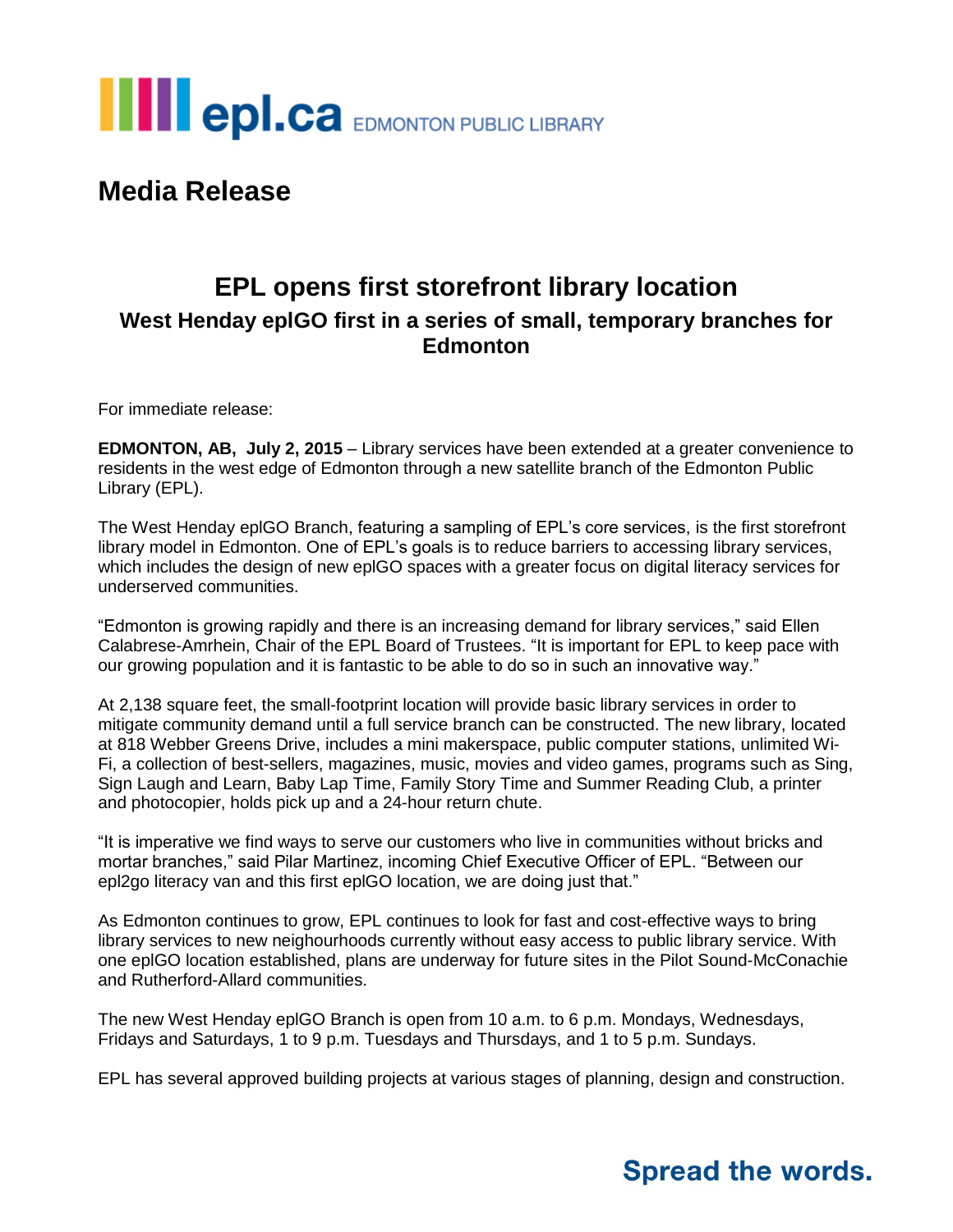epl.ca EDMONTON PUBLIC LIBRARY

# Media Release

## EPL opens first storefront library location

### West Henday eplGO first in a series of small, temporary branches for Edmonton

For immediate release:

**EDMONTON, AB, July 2, 2015** – Library services have been extended at a greater convenience to residents in the west edge of Edmonton through a new satellite branch of the Edmonton Public Library (EPL).

The West Henday eplGO Branch, featuring a sampling of EPL's core services, is the first storefront library model in Edmonton. One of EPL's goals is to reduce barriers to accessing library services, which includes the design of new eplGO spaces with a greater focus on digital literacy services for underserved communities.

"Edmonton is growing rapidly and there is an increasing demand for library services," said Ellen Calabrese-Amrhein, Chair of the EPL Board of Trustees. "It is important for EPL to keep pace with our growing population and it is fantastic to be able to do so in such an innovative way."

At 2,138 square feet, the small-footprint location will provide basic library services in order to mitigate community demand until a full service branch can be constructed. The new library, located at 818 Webber Greens Drive, includes a mini makerspace, public computer stations, unlimited Wi-Fi, a collection of best-sellers, magazines, music, movies and video games, programs such as Sing, Sign Laugh and Learn, Baby Lap Time, Family Story Time and Summer Reading Club, a printer and photocopier, holds pick up and a 24-hour return chute.

"It is imperative we find ways to serve our customers who live in communities without bricks and mortar branches," said Pilar Martinez, incoming Chief Executive Officer of EPL. "Between our epl2go literacy van and this first eplGO location, we are doing just that."

As Edmonton continues to grow, EPL continues to look for fast and cost-effective ways to bring library services to new neighbourhoods currently without easy access to public library service. With one eplGO location established, plans are underway for future sites in the Pilot Sound-McConachie and Rutherford-Allard communities.

The new West Henday eplGO Branch is open from 10 a.m. to 6 p.m. Mondays, Wednesdays, Fridays and Saturdays, 1 to 9 p.m. Tuesdays and Thursdays, and 1 to 5 p.m. Sundays.

EPL has several approved building projects at various stages of planning, design and construction.

**Spread the words.**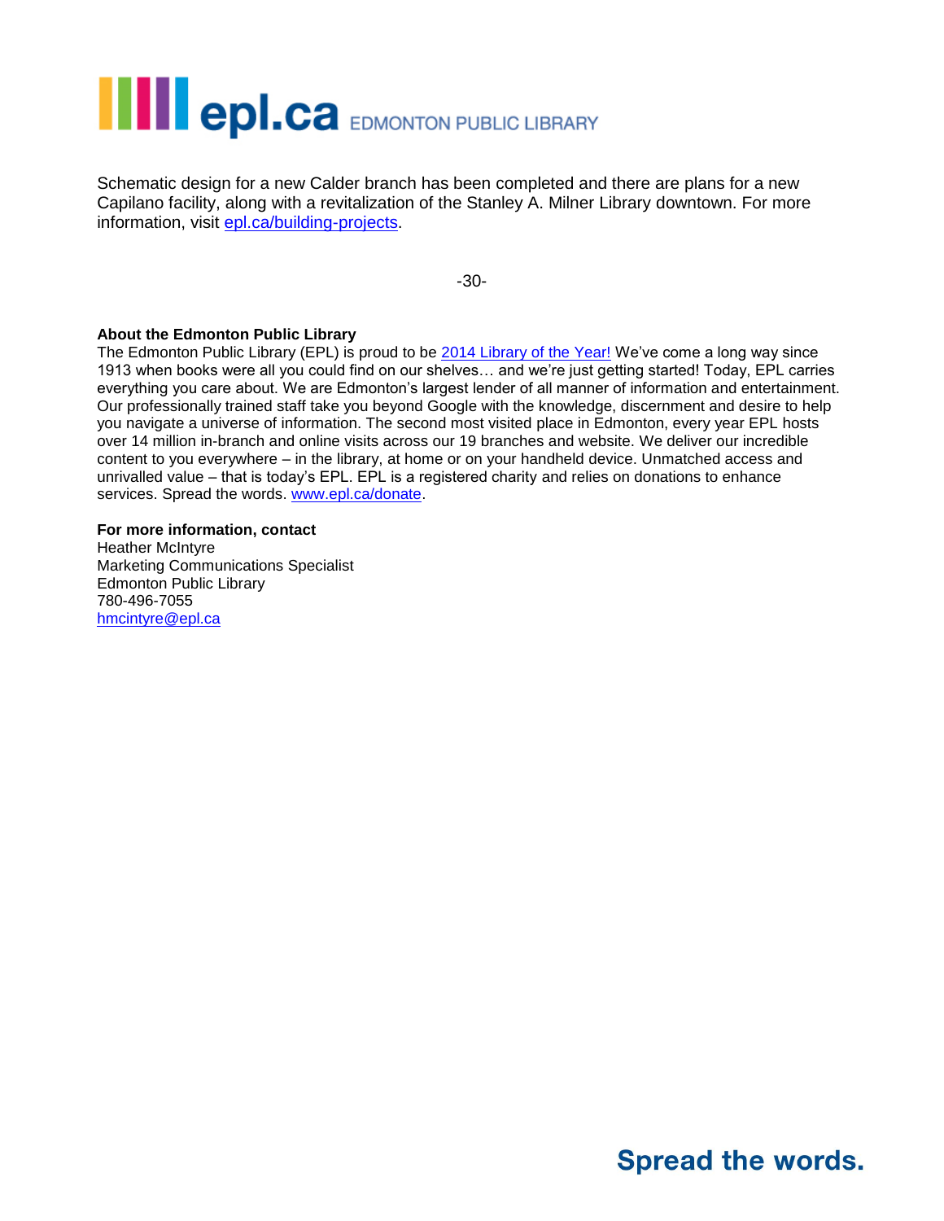Schematic design for a new Calder branch has been completed and there are plans for a new Capilano facility, along with a revitalization of the Stanley A. Milner Library downtown. For more information, visit epl.ca/building-projects.

-30-

**About the Edmonton Public Library**

The Edmonton Public Library (EPL) is proud to be 2014 Library of the Year! We've come a long way since 1913 when books were all you could find on our shelves… and we're just getting started! Today, EPL carries everything you care about. We are Edmonton's largest lender of all manner of information and entertainment. Our professionally trained staff take you beyond Google with the knowledge, discernment and desire to help you navigate a universe of information. The second most visited place in Edmonton, every year EPL hosts over 14 million in-branch and online visits across our 19 branches and website. We deliver our incredible content to you everywhere – in the library, at home or on your handheld device. Unmatched access and unrivalled value – that is today's EPL. EPL is a registered charity and relies on donations to enhance services. Spread the words. www.epl.ca/donate.

**For more information, contact**

Heather McIntyre
Marketing Communications Specialist
Edmonton Public Library
780-496-7055
hmcintyre@epl.ca